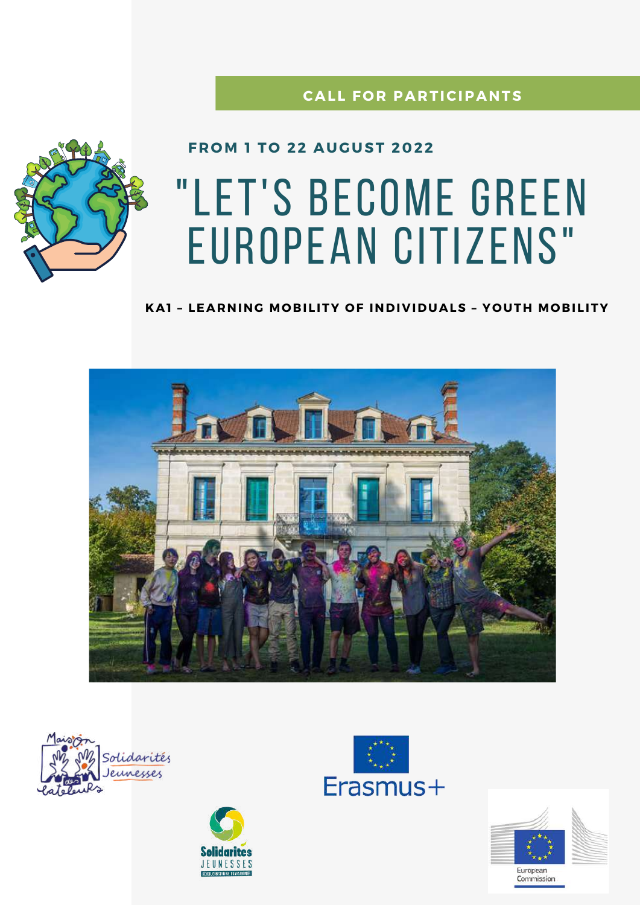**CALL FOR PARTICIPANTS**

**FROM 1 TO 22 AUGUST 2022**

# "LET'S BECOME GREEN EUROPEAN CITIZENS"

**KA1 – LEARNING MOBILITY OF INDIVIDUALS – YOUTH MOBILITY**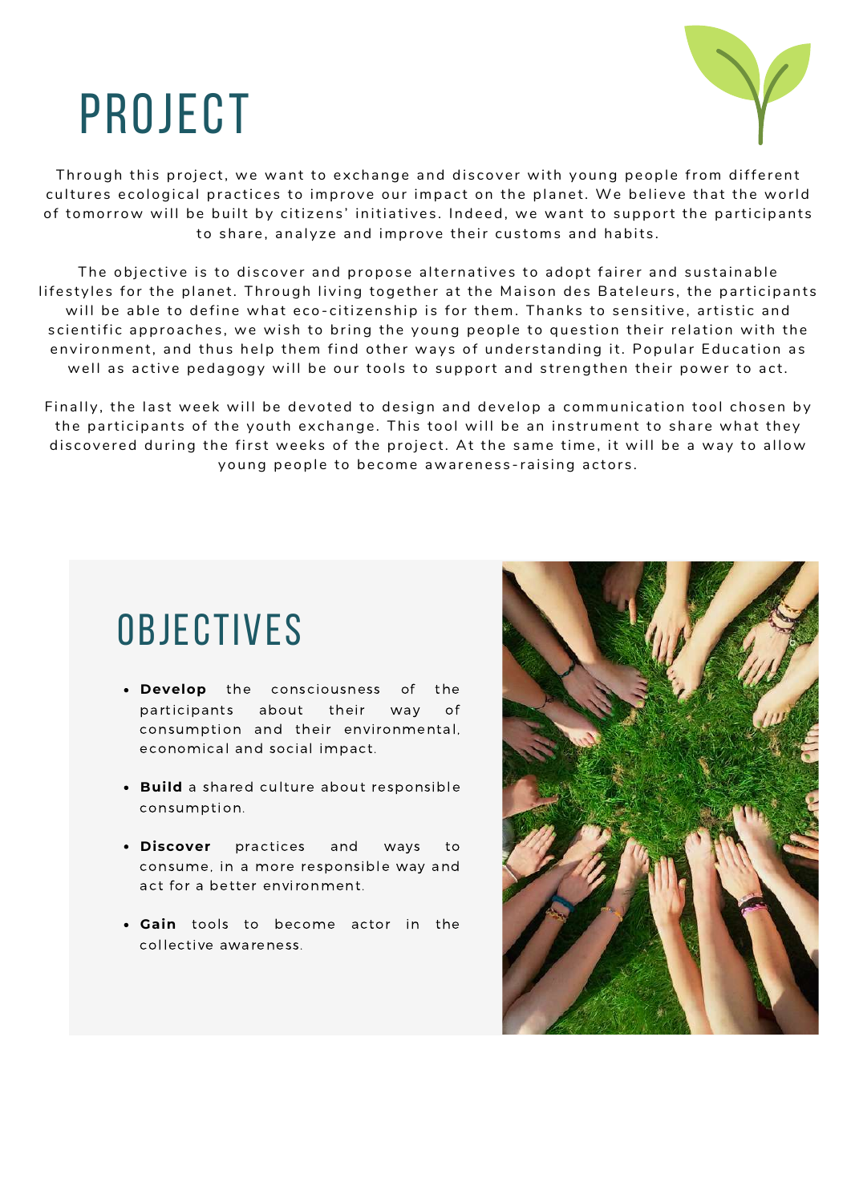# PROJECT

Through this project, we want to exchange and discover with young people from different cultures ecological practices to improve our impact on the planet. We believe that the world of tomorrow will be built by citizens' initiatives. Indeed, we want to support the participants to share, analyze and improve their customs and habits.

The objective is to discover and propose alternatives to adopt fairer and sustainable lifestyles for the planet. Through living together at the Maison des Bateleurs, the participants will be able to define what eco-citizenship is for them. Thanks to sensitive, artistic and scientific approaches, we wish to bring the young people to question their relation with the environment, and thus help them find other ways of understanding it. Popular Education as well as active pedagogy will be our tools to support and strengthen their power to act.

Finally, the last week will be devoted to design and develop a communication tool chosen by the participants of the youth exchange. This tool will be an instrument to share what they discovered during the first weeks of the project. At the same time, it will be a way to allow young people to become awareness-raising actors.

# OBJECTIVES

- **Develop** the consciousness of the participants about their way of consumption and their environmental, economical and social impact.
- **Build** a shared culture about responsible consumption.
- **Discover** practices and ways to consume, in a more responsible way and act for a better environment.
- **Gain** tools to become actor in the collective awareness.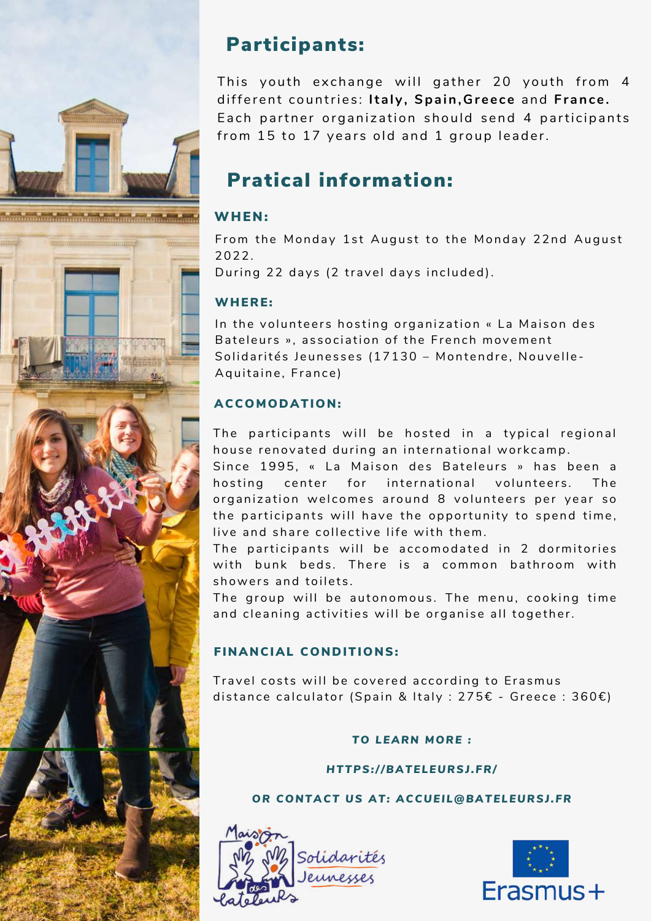## Participants:

This youth exchange will gather 20 youth from 4 different countries: **Italy, Spain,Greece** and **France.** Each partner organization should send 4 participants from 15 to 17 years old and 1 group leader.

## Pratical information:

### WHEN:

From the Monday 1st August to the Monday 22nd August 2022.
During 22 days (2 travel days included).

### WHERE:

In the volunteers hosting organization « La Maison des Bateleurs », association of the French movement Solidarités Jeunesses (17130 – Montendre, Nouvelle-Aquitaine, France)

### ACCOMODATION:

The participants will be hosted in a typical regional house renovated during an international workcamp.
Since 1995, « La Maison des Bateleurs » has been a hosting center for international volunteers. The organization welcomes around 8 volunteers per year so the participants will have the opportunity to spend time, live and share collective life with them.
The participants will be accomodated in 2 dormitories with bunk beds. There is a common bathroom with showers and toilets.
The group will be autonomous. The menu, cooking time and cleaning activities will be organise all together.

### FINANCIAL CONDITIONS:

Travel costs will be covered according to Erasmus distance calculator (Spain & Italy : 275€ - Greece : 360€)

***TO LEARN MORE :***

***HTTPS://BATELEURSJ.FR/***

**OR CONTACT US AT: *ACCUEIL@BATELEURSJ.FR***

Maison des Bateleurs Solidarités Jeunesses

Erasmus+